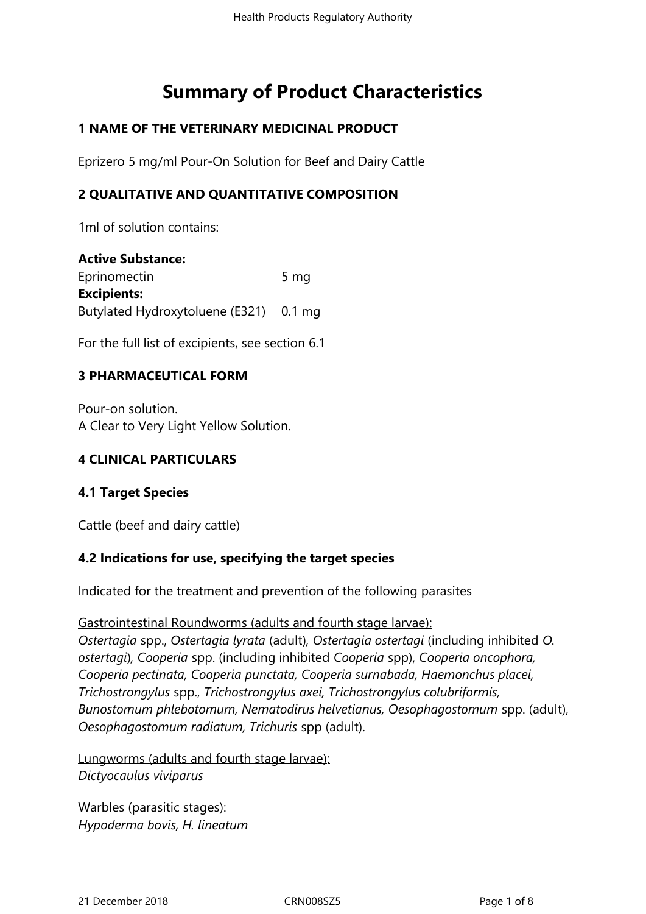# Summary of Product Characteristics

## 1 NAME OF THE VETERINARY MEDICINAL PRODUCT

Eprizero 5 mg/ml Pour-On Solution for Beef and Dairy Cattle

## 2 QUALITATIVE AND QUANTITATIVE COMPOSITION

1ml of solution contains:

**Active Substance:**

| | |
|---|---|
| Eprinomectin | 5 mg |
| **Excipients:** | |
| Butylated Hydroxytoluene (E321) | 0.1 mg |

For the full list of excipients, see section 6.1

## 3 PHARMACEUTICAL FORM

Pour-on solution.
A Clear to Very Light Yellow Solution.

## 4 CLINICAL PARTICULARS

### 4.1 Target Species

Cattle (beef and dairy cattle)

### 4.2 Indications for use, specifying the target species

Indicated for the treatment and prevention of the following parasites

Gastrointestinal Roundworms (adults and fourth stage larvae):
*Ostertagia* spp., *Ostertagia lyrata* (adult), *Ostertagia ostertagi* (including inhibited *O. ostertagi*), *Cooperia* spp. (including inhibited *Cooperia* spp), *Cooperia oncophora, Cooperia pectinata, Cooperia punctata, Cooperia surnabada, Haemonchus placei, Trichostrongylus* spp., *Trichostrongylus axei, Trichostrongylus colubriformis, Bunostomum phlebotomum, Nematodirus helvetianus, Oesophagostomum* spp. (adult), *Oesophagostomum radiatum, Trichuris* spp (adult).

Lungworms (adults and fourth stage larvae):
*Dictyocaulus viviparus*

Warbles (parasitic stages):
*Hypoderma bovis, H. lineatum*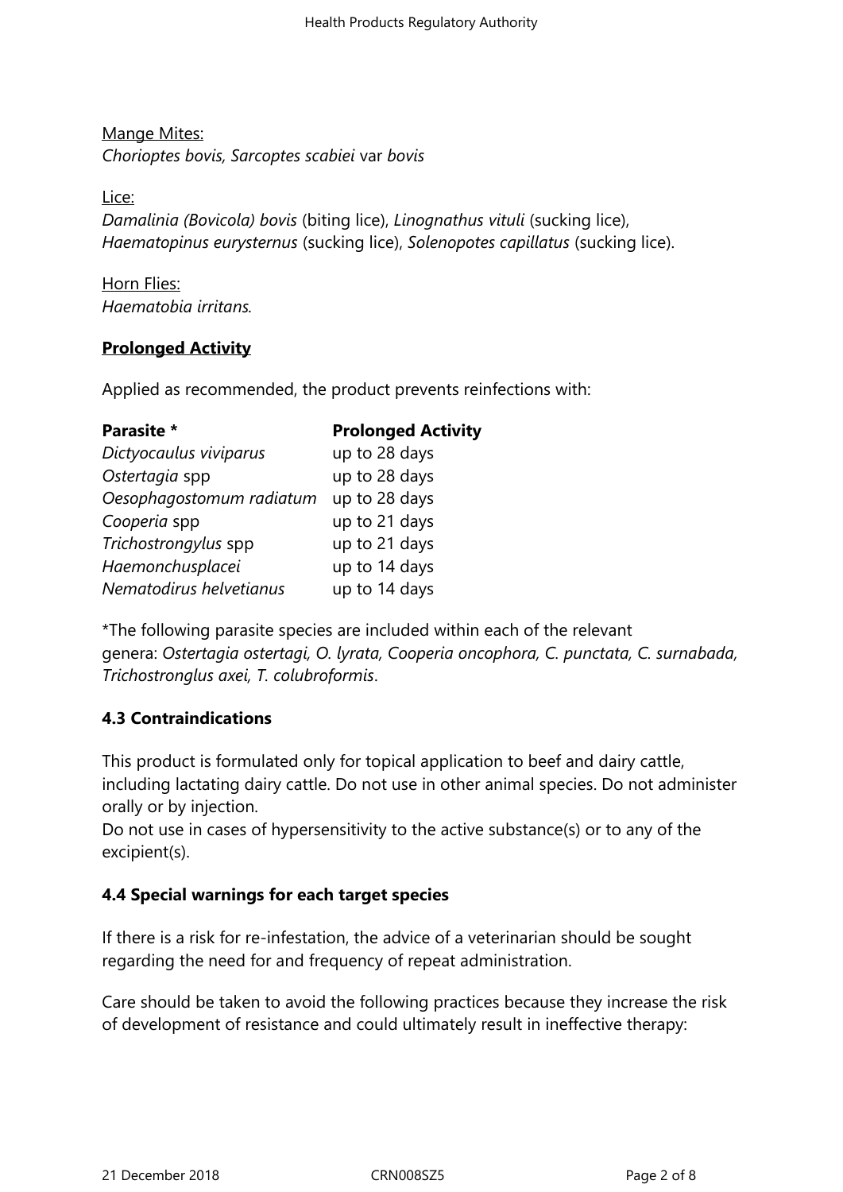Mange Mites:
*Chorioptes bovis, Sarcoptes scabiei* var *bovis*

Lice:
*Damalinia (Bovicola) bovis* (biting lice), *Linognathus vituli* (sucking lice), *Haematopinus eurysternus* (sucking lice), *Solenopotes capillatus* (sucking lice).

Horn Flies:
*Haematobia irritans.*

**Prolonged Activity**

Applied as recommended, the product prevents reinfections with:

| Parasite * | Prolonged Activity |
|---|---|
| *Dictyocaulus viviparus* | up to 28 days |
| *Ostertagia* spp | up to 28 days |
| *Oesophagostomum radiatum* | up to 28 days |
| *Cooperia* spp | up to 21 days |
| *Trichostrongylus* spp | up to 21 days |
| *Haemonchusplacei* | up to 14 days |
| *Nematodirus helvetianus* | up to 14 days |

*The following parasite species are included within each of the relevant genera: *Ostertagia ostertagi, O. lyrata, Cooperia oncophora, C. punctata, C. surnabada, Trichostronglus axei, T. colubroformis*.

### 4.3 Contraindications

This product is formulated only for topical application to beef and dairy cattle, including lactating dairy cattle. Do not use in other animal species. Do not administer orally or by injection.
Do not use in cases of hypersensitivity to the active substance(s) or to any of the excipient(s).

### 4.4 Special warnings for each target species

If there is a risk for re-infestation, the advice of a veterinarian should be sought regarding the need for and frequency of repeat administration.

Care should be taken to avoid the following practices because they increase the risk of development of resistance and could ultimately result in ineffective therapy: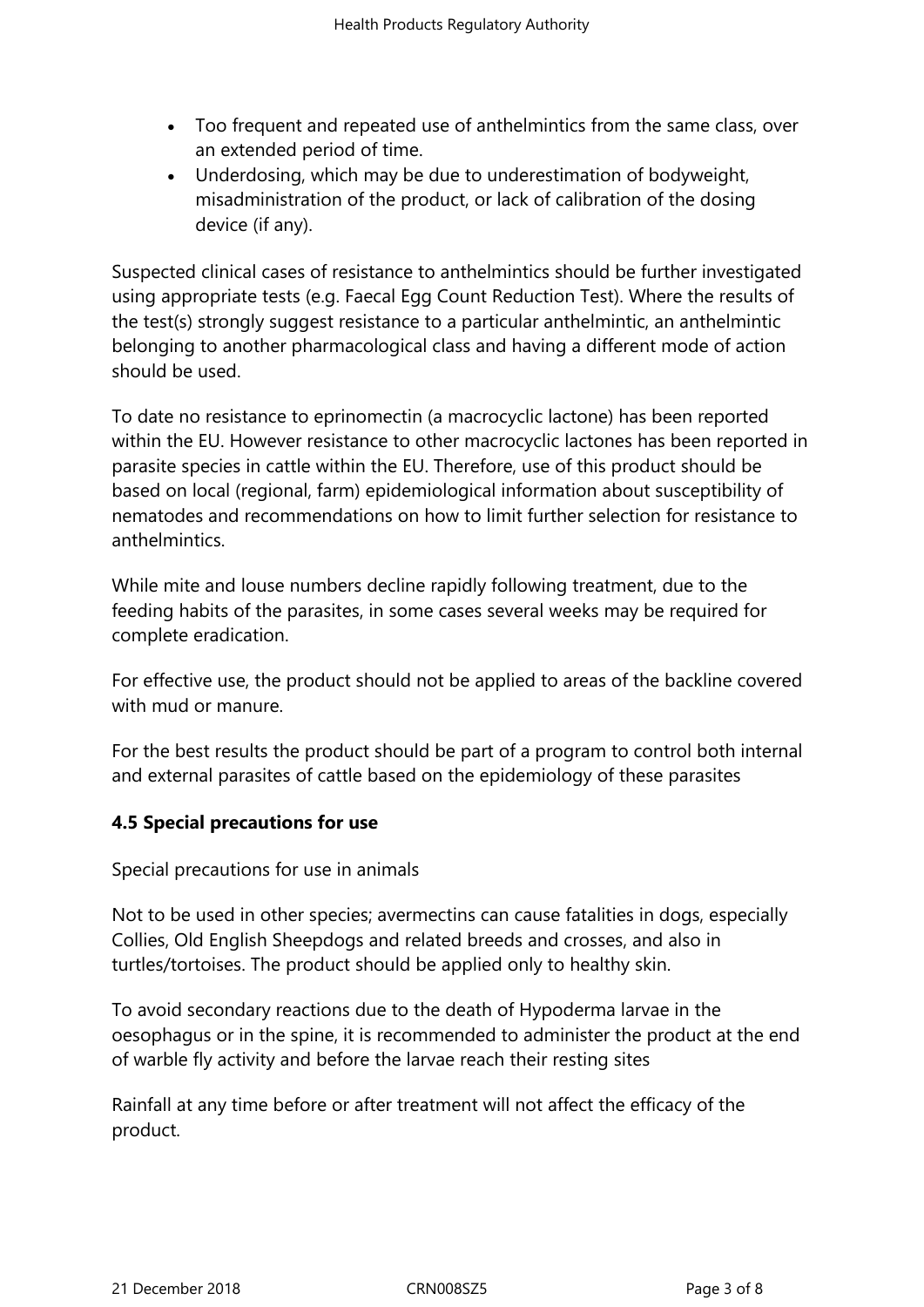- Too frequent and repeated use of anthelmintics from the same class, over an extended period of time.
- Underdosing, which may be due to underestimation of bodyweight, misadministration of the product, or lack of calibration of the dosing device (if any).

Suspected clinical cases of resistance to anthelmintics should be further investigated using appropriate tests (e.g. Faecal Egg Count Reduction Test). Where the results of the test(s) strongly suggest resistance to a particular anthelmintic, an anthelmintic belonging to another pharmacological class and having a different mode of action should be used.

To date no resistance to eprinomectin (a macrocyclic lactone) has been reported within the EU. However resistance to other macrocyclic lactones has been reported in parasite species in cattle within the EU. Therefore, use of this product should be based on local (regional, farm) epidemiological information about susceptibility of nematodes and recommendations on how to limit further selection for resistance to anthelmintics.

While mite and louse numbers decline rapidly following treatment, due to the feeding habits of the parasites, in some cases several weeks may be required for complete eradication.

For effective use, the product should not be applied to areas of the backline covered with mud or manure.

For the best results the product should be part of a program to control both internal and external parasites of cattle based on the epidemiology of these parasites

**4.5 Special precautions for use**

Special precautions for use in animals

Not to be used in other species; avermectins can cause fatalities in dogs, especially Collies, Old English Sheepdogs and related breeds and crosses, and also in turtles/tortoises. The product should be applied only to healthy skin.

To avoid secondary reactions due to the death of Hypoderma larvae in the oesophagus or in the spine, it is recommended to administer the product at the end of warble fly activity and before the larvae reach their resting sites

Rainfall at any time before or after treatment will not affect the efficacy of the product.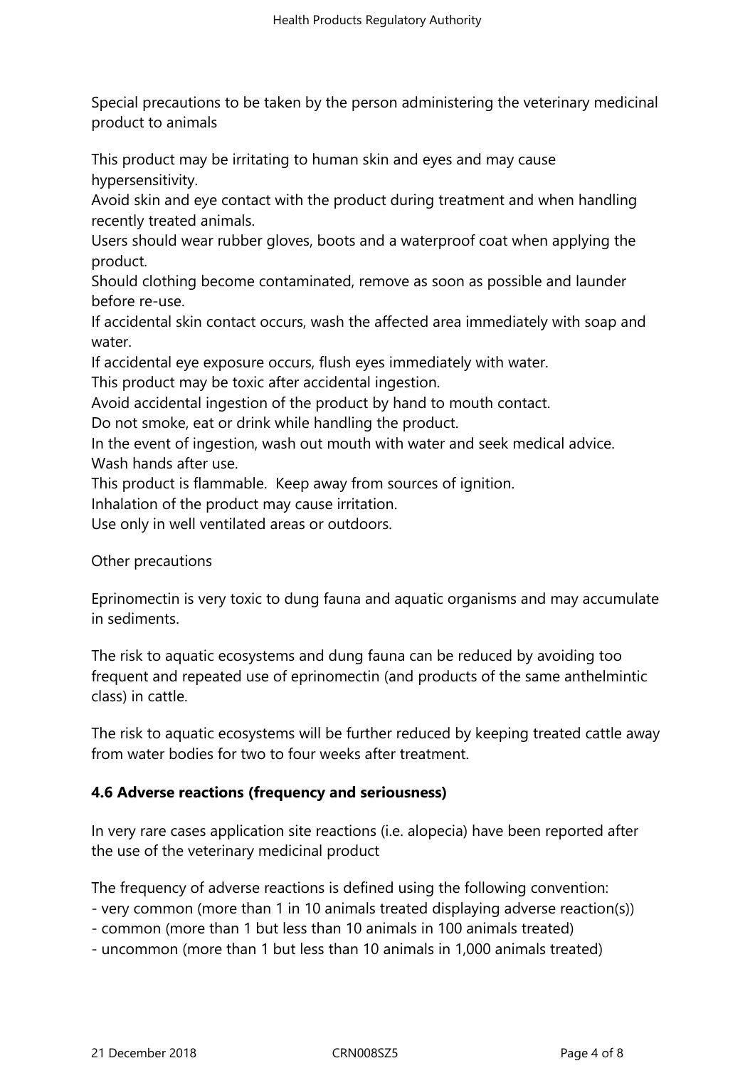Special precautions to be taken by the person administering the veterinary medicinal product to animals

This product may be irritating to human skin and eyes and may cause hypersensitivity.
Avoid skin and eye contact with the product during treatment and when handling recently treated animals.
Users should wear rubber gloves, boots and a waterproof coat when applying the product.
Should clothing become contaminated, remove as soon as possible and launder before re-use.
If accidental skin contact occurs, wash the affected area immediately with soap and water.
If accidental eye exposure occurs, flush eyes immediately with water.
This product may be toxic after accidental ingestion.
Avoid accidental ingestion of the product by hand to mouth contact.
Do not smoke, eat or drink while handling the product.
In the event of ingestion, wash out mouth with water and seek medical advice.
Wash hands after use.
This product is flammable.  Keep away from sources of ignition.
Inhalation of the product may cause irritation.
Use only in well ventilated areas or outdoors.

Other precautions

Eprinomectin is very toxic to dung fauna and aquatic organisms and may accumulate in sediments.

The risk to aquatic ecosystems and dung fauna can be reduced by avoiding too frequent and repeated use of eprinomectin (and products of the same anthelmintic class) in cattle.

The risk to aquatic ecosystems will be further reduced by keeping treated cattle away from water bodies for two to four weeks after treatment.

**4.6 Adverse reactions (frequency and seriousness)**

In very rare cases application site reactions (i.e. alopecia) have been reported after the use of the veterinary medicinal product

The frequency of adverse reactions is defined using the following convention:
- very common (more than 1 in 10 animals treated displaying adverse reaction(s))
- common (more than 1 but less than 10 animals in 100 animals treated)
- uncommon (more than 1 but less than 10 animals in 1,000 animals treated)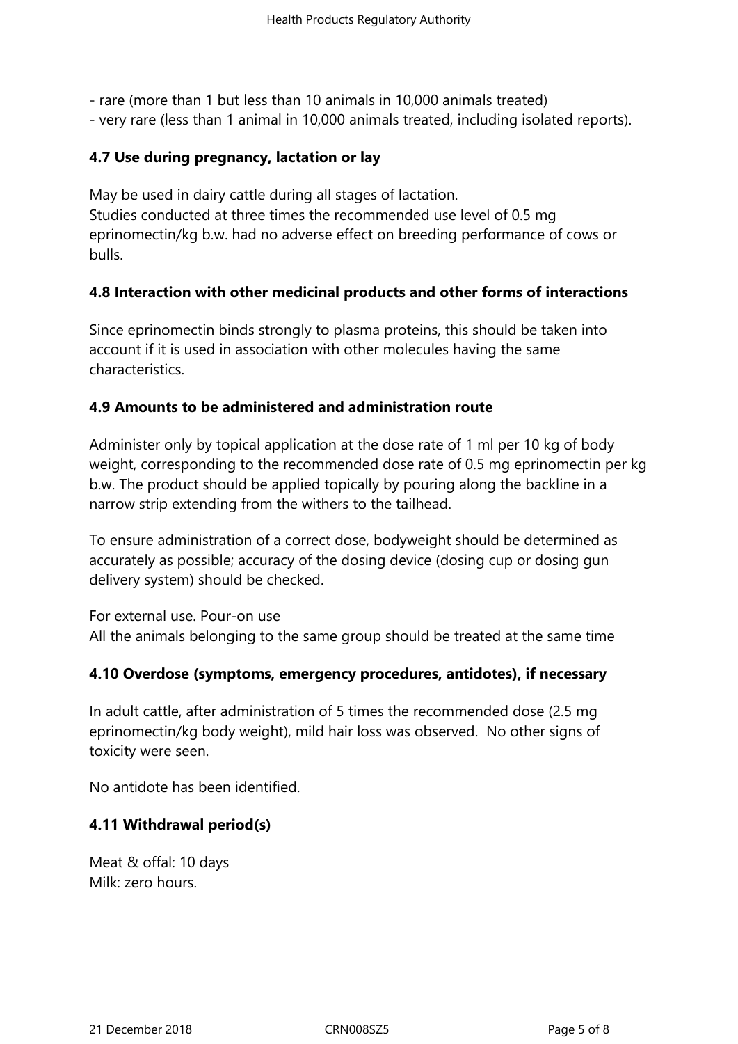- rare (more than 1 but less than 10 animals in 10,000 animals treated)
- very rare (less than 1 animal in 10,000 animals treated, including isolated reports).

**4.7 Use during pregnancy, lactation or lay**

May be used in dairy cattle during all stages of lactation.
Studies conducted at three times the recommended use level of 0.5 mg eprinomectin/kg b.w. had no adverse effect on breeding performance of cows or bulls.

**4.8 Interaction with other medicinal products and other forms of interactions**

Since eprinomectin binds strongly to plasma proteins, this should be taken into account if it is used in association with other molecules having the same characteristics.

**4.9 Amounts to be administered and administration route**

Administer only by topical application at the dose rate of 1 ml per 10 kg of body weight, corresponding to the recommended dose rate of 0.5 mg eprinomectin per kg b.w. The product should be applied topically by pouring along the backline in a narrow strip extending from the withers to the tailhead.

To ensure administration of a correct dose, bodyweight should be determined as accurately as possible; accuracy of the dosing device (dosing cup or dosing gun delivery system) should be checked.

For external use. Pour-on use
All the animals belonging to the same group should be treated at the same time

**4.10 Overdose (symptoms, emergency procedures, antidotes), if necessary**

In adult cattle, after administration of 5 times the recommended dose (2.5 mg eprinomectin/kg body weight), mild hair loss was observed. No other signs of toxicity were seen.

No antidote has been identified.

**4.11 Withdrawal period(s)**

Meat & offal: 10 days
Milk: zero hours.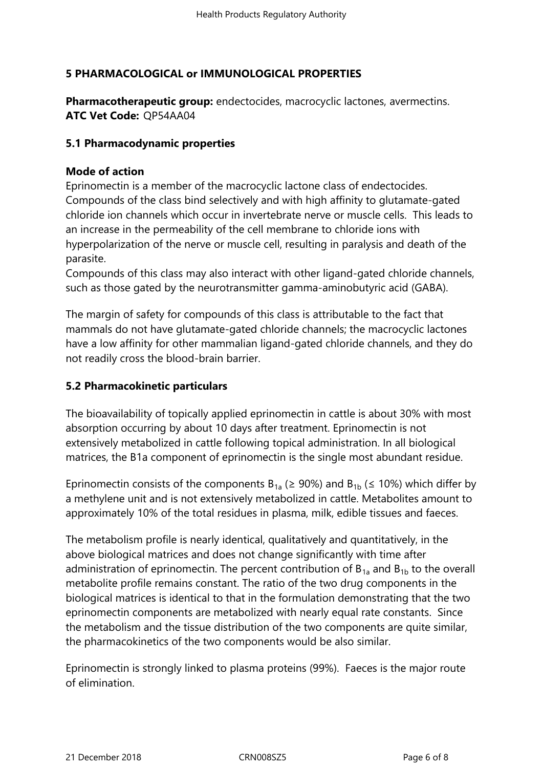## 5 PHARMACOLOGICAL or IMMUNOLOGICAL PROPERTIES

**Pharmacotherapeutic group:** endectocides, macrocyclic lactones, avermectins.
**ATC Vet Code:** QP54AA04

### 5.1 Pharmacodynamic properties

**Mode of action**
Eprinomectin is a member of the macrocyclic lactone class of endectocides. Compounds of the class bind selectively and with high affinity to glutamate-gated chloride ion channels which occur in invertebrate nerve or muscle cells. This leads to an increase in the permeability of the cell membrane to chloride ions with hyperpolarization of the nerve or muscle cell, resulting in paralysis and death of the parasite.
Compounds of this class may also interact with other ligand-gated chloride channels, such as those gated by the neurotransmitter gamma-aminobutyric acid (GABA).

The margin of safety for compounds of this class is attributable to the fact that mammals do not have glutamate-gated chloride channels; the macrocyclic lactones have a low affinity for other mammalian ligand-gated chloride channels, and they do not readily cross the blood-brain barrier.

### 5.2 Pharmacokinetic particulars

The bioavailability of topically applied eprinomectin in cattle is about 30% with most absorption occurring by about 10 days after treatment. Eprinomectin is not extensively metabolized in cattle following topical administration. In all biological matrices, the B1a component of eprinomectin is the single most abundant residue.

Eprinomectin consists of the components $B_{1a}$ (≥ 90%) and $B_{1b}$ (≤ 10%) which differ by a methylene unit and is not extensively metabolized in cattle. Metabolites amount to approximately 10% of the total residues in plasma, milk, edible tissues and faeces.

The metabolism profile is nearly identical, qualitatively and quantitatively, in the above biological matrices and does not change significantly with time after administration of eprinomectin. The percent contribution of $B_{1a}$ and $B_{1b}$ to the overall metabolite profile remains constant. The ratio of the two drug components in the biological matrices is identical to that in the formulation demonstrating that the two eprinomectin components are metabolized with nearly equal rate constants. Since the metabolism and the tissue distribution of the two components are quite similar, the pharmacokinetics of the two components would be also similar.

Eprinomectin is strongly linked to plasma proteins (99%). Faeces is the major route of elimination.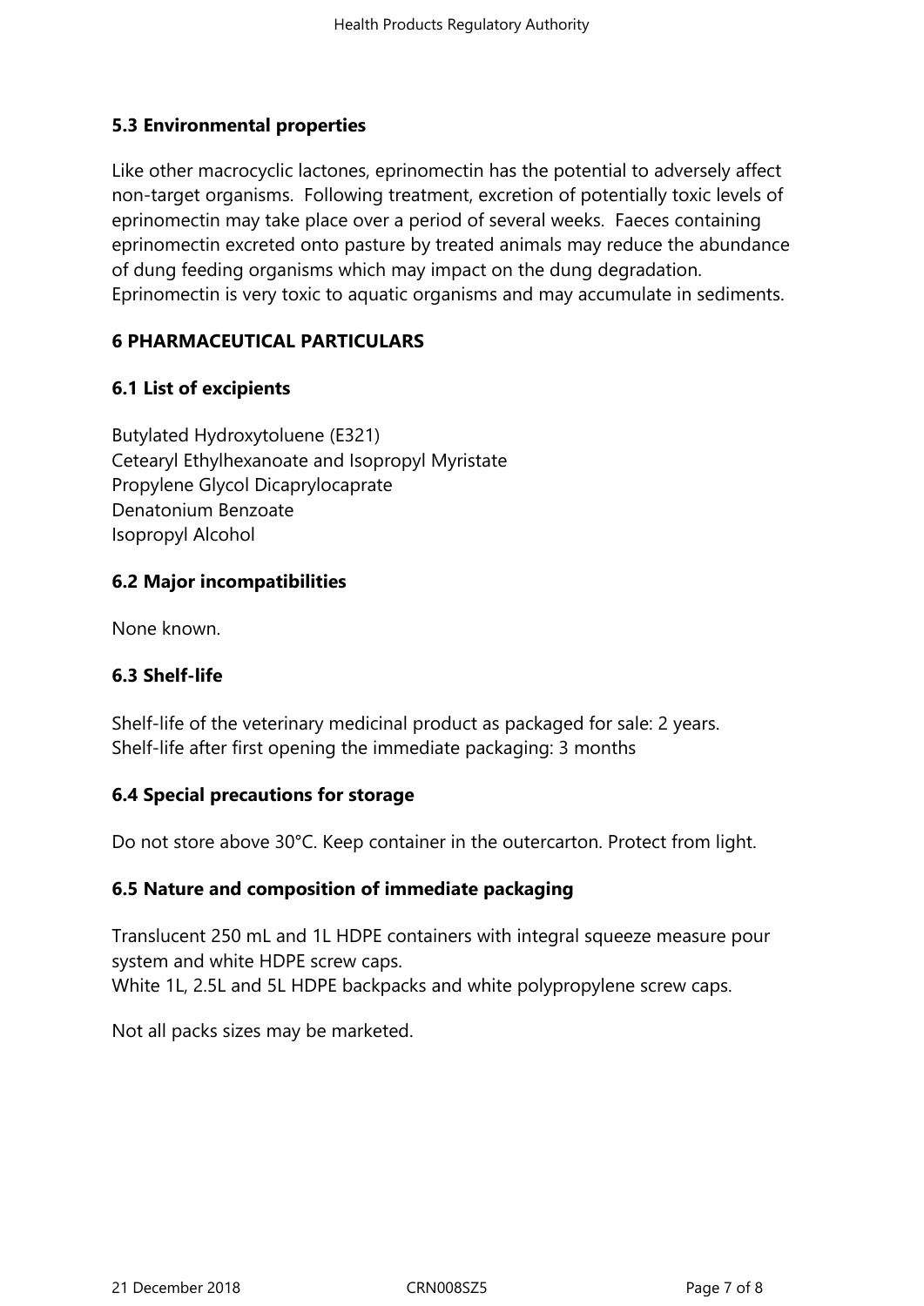## 5.3 Environmental properties

Like other macrocyclic lactones, eprinomectin has the potential to adversely affect non-target organisms. Following treatment, excretion of potentially toxic levels of eprinomectin may take place over a period of several weeks. Faeces containing eprinomectin excreted onto pasture by treated animals may reduce the abundance of dung feeding organisms which may impact on the dung degradation. Eprinomectin is very toxic to aquatic organisms and may accumulate in sediments.

## 6 PHARMACEUTICAL PARTICULARS

### 6.1 List of excipients

Butylated Hydroxytoluene (E321)
Cetearyl Ethylhexanoate and Isopropyl Myristate
Propylene Glycol Dicaprylocaprate
Denatonium Benzoate
Isopropyl Alcohol

### 6.2 Major incompatibilities

None known.

### 6.3 Shelf-life

Shelf-life of the veterinary medicinal product as packaged for sale: 2 years.
Shelf-life after first opening the immediate packaging: 3 months

### 6.4 Special precautions for storage

Do not store above 30°C. Keep container in the outercarton. Protect from light.

### 6.5 Nature and composition of immediate packaging

Translucent 250 mL and 1L HDPE containers with integral squeeze measure pour system and white HDPE screw caps.
White 1L, 2.5L and 5L HDPE backpacks and white polypropylene screw caps.

Not all packs sizes may be marketed.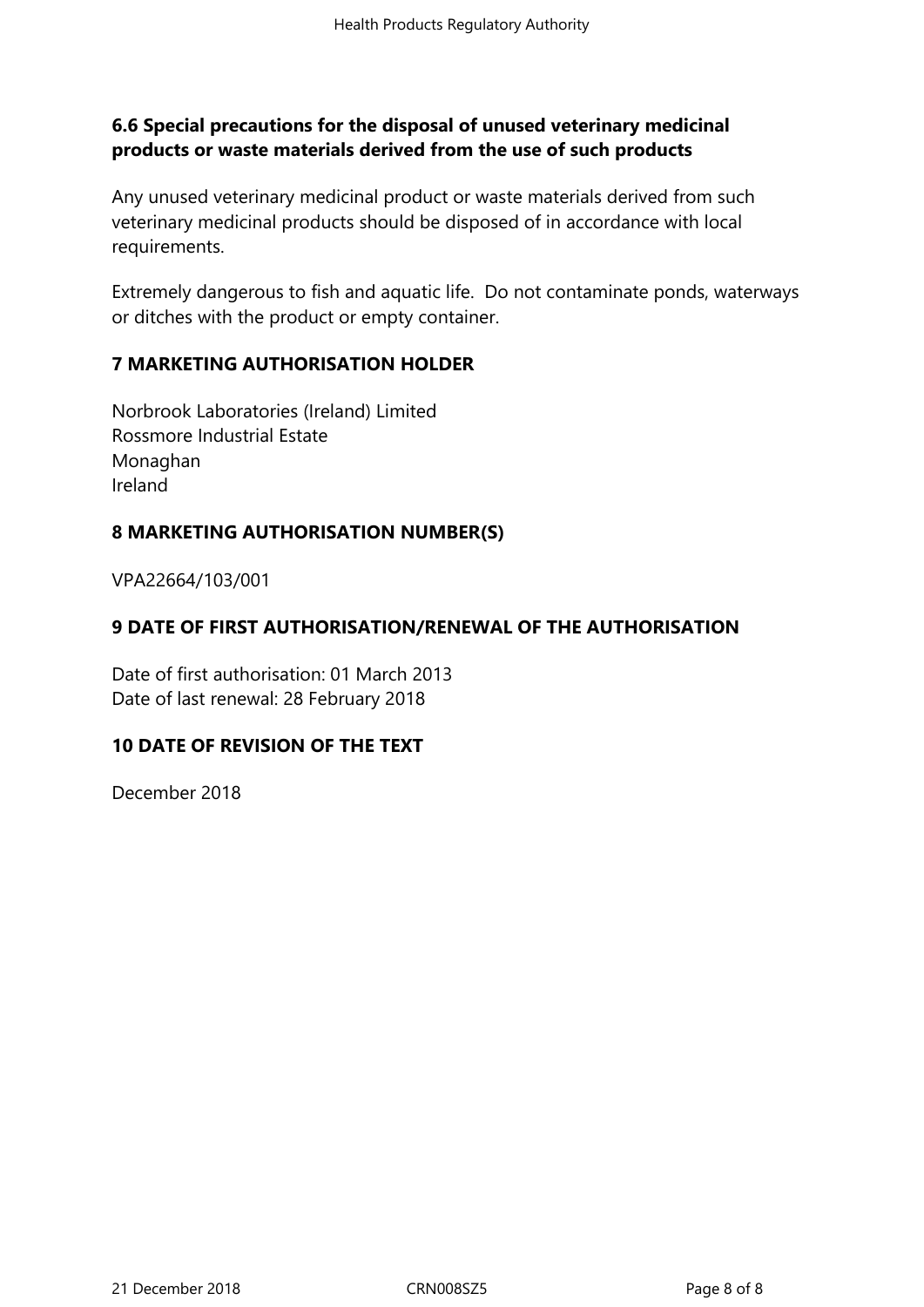## 6.6 Special precautions for the disposal of unused veterinary medicinal products or waste materials derived from the use of such products

Any unused veterinary medicinal product or waste materials derived from such veterinary medicinal products should be disposed of in accordance with local requirements.

Extremely dangerous to fish and aquatic life. Do not contaminate ponds, waterways or ditches with the product or empty container.

## 7 MARKETING AUTHORISATION HOLDER

Norbrook Laboratories (Ireland) Limited
Rossmore Industrial Estate
Monaghan
Ireland

## 8 MARKETING AUTHORISATION NUMBER(S)

VPA22664/103/001

## 9 DATE OF FIRST AUTHORISATION/RENEWAL OF THE AUTHORISATION

Date of first authorisation: 01 March 2013
Date of last renewal: 28 February 2018

## 10 DATE OF REVISION OF THE TEXT

December 2018